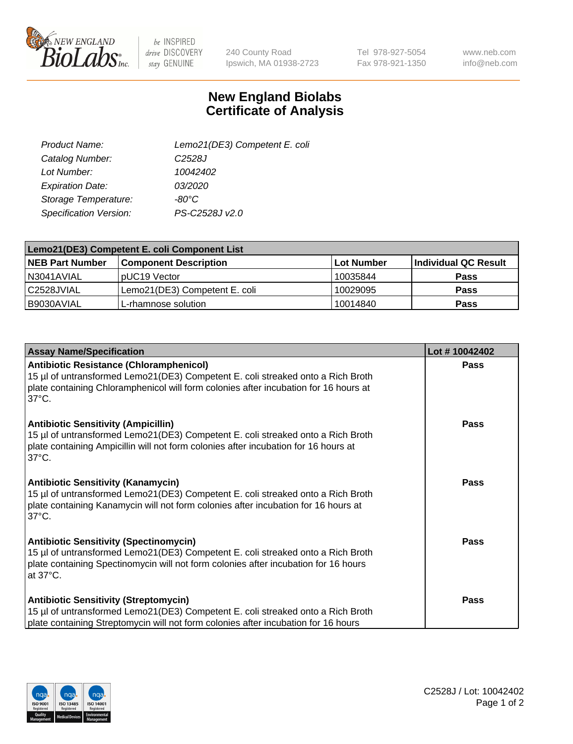# New England Biolabs Certificate of Analysis

| | |
|---|---|
| Product Name: | Lemo21(DE3) Competent E. coli |
| Catalog Number: | C2528J |
| Lot Number: | 10042402 |
| Expiration Date: | 03/2020 |
| Storage Temperature: | -80°C |
| Specification Version: | PS-C2528J v2.0 |

| Lemo21(DE3) Competent E. coli Component List | | | |
|---|---|---|---|
| **NEB Part Number** | **Component Description** | **Lot Number** | **Individual QC Result** |
| N3041AVIAL | pUC19 Vector | 10035844 | **Pass** |
| C2528JVIAL | Lemo21(DE3) Competent E. coli | 10029095 | **Pass** |
| B9030AVIAL | L-rhamnose solution | 10014840 | **Pass** |

| Assay Name/Specification | Lot # 10042402 |
|---|---|
| **Antibiotic Resistance (Chloramphenicol)**<br>15 µl of untransformed Lemo21(DE3) Competent E. coli streaked onto a Rich Broth plate containing Chloramphenicol will form colonies after incubation for 16 hours at 37°C. | **Pass** |
| **Antibiotic Sensitivity (Ampicillin)**<br>15 µl of untransformed Lemo21(DE3) Competent E. coli streaked onto a Rich Broth plate containing Ampicillin will not form colonies after incubation for 16 hours at 37°C. | **Pass** |
| **Antibiotic Sensitivity (Kanamycin)**<br>15 µl of untransformed Lemo21(DE3) Competent E. coli streaked onto a Rich Broth plate containing Kanamycin will not form colonies after incubation for 16 hours at 37°C. | **Pass** |
| **Antibiotic Sensitivity (Spectinomycin)**<br>15 µl of untransformed Lemo21(DE3) Competent E. coli streaked onto a Rich Broth plate containing Spectinomycin will not form colonies after incubation for 16 hours at 37°C. | **Pass** |
| **Antibiotic Sensitivity (Streptomycin)**<br>15 µl of untransformed Lemo21(DE3) Competent E. coli streaked onto a Rich Broth plate containing Streptomycin will not form colonies after incubation for 16 hours | **Pass** |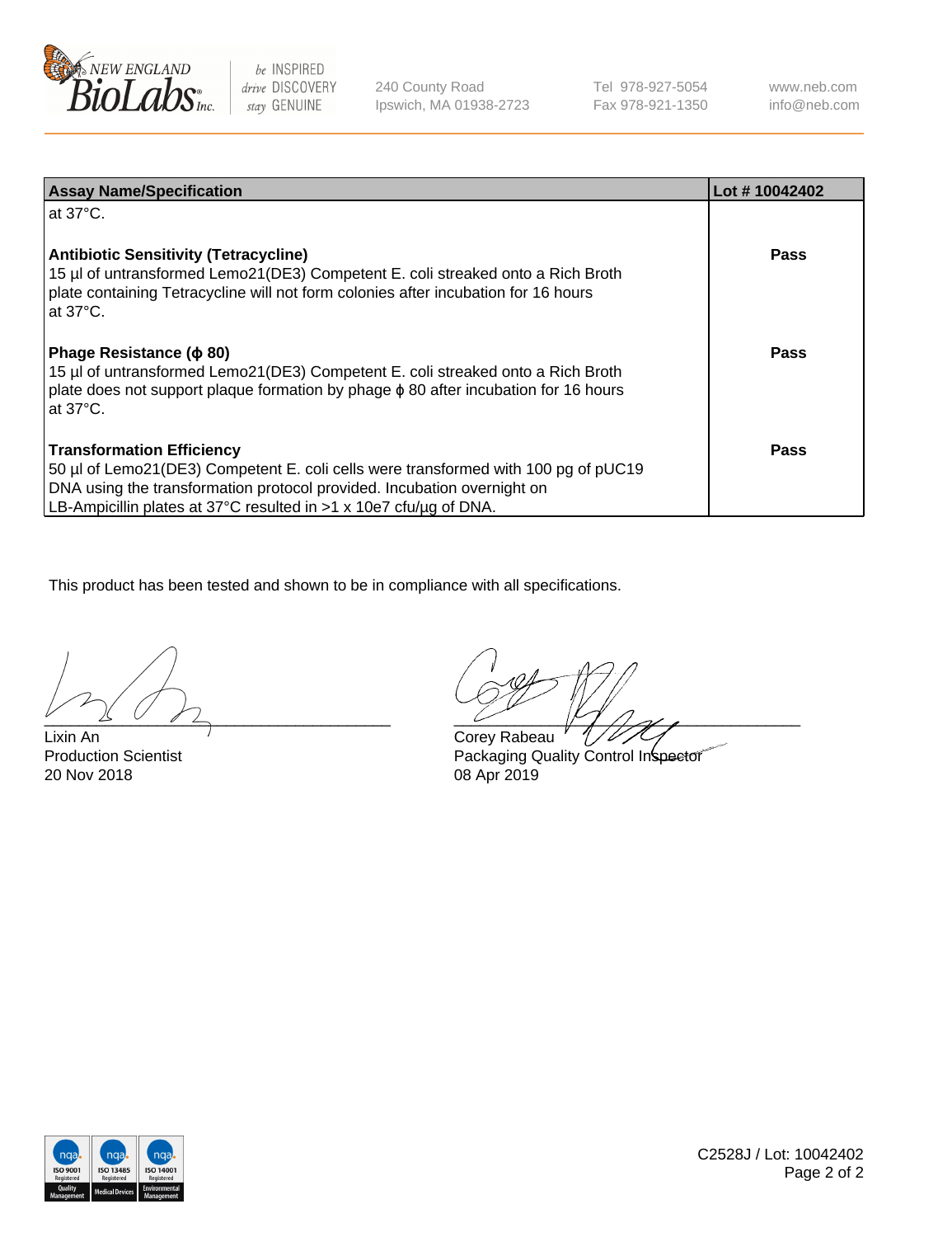| Assay Name/Specification | Lot # 10042402 |
| --- | --- |
| at 37°C. | |
| **Antibiotic Sensitivity (Tetracycline)**<br>15 µl of untransformed Lemo21(DE3) Competent E. coli streaked onto a Rich Broth plate containing Tetracycline will not form colonies after incubation for 16 hours at 37°C. | **Pass** |
| **Phage Resistance (ϕ 80)**<br>15 µl of untransformed Lemo21(DE3) Competent E. coli streaked onto a Rich Broth plate does not support plaque formation by phage ϕ 80 after incubation for 16 hours at 37°C. | **Pass** |
| **Transformation Efficiency**<br>50 µl of Lemo21(DE3) Competent E. coli cells were transformed with 100 pg of pUC19 DNA using the transformation protocol provided. Incubation overnight on LB-Ampicillin plates at 37°C resulted in >1 x 10e7 cfu/µg of DNA. | **Pass** |

This product has been tested and shown to be in compliance with all specifications.

Lixin An
Production Scientist
20 Nov 2018

Corey Rabeau
Packaging Quality Control Inspector
08 Apr 2019

C2528J / Lot: 10042402